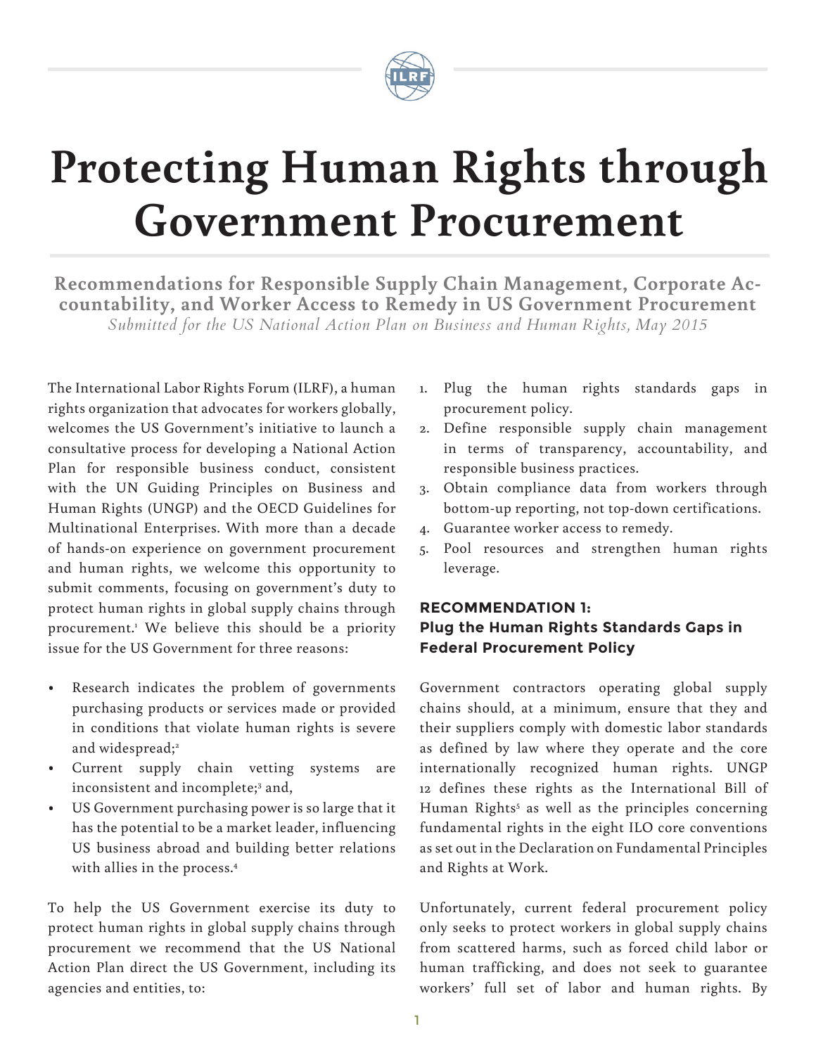# Protecting Human Rights through Government Procurement

**Recommendations for Responsible Supply Chain Management, Corporate Accountability, and Worker Access to Remedy in US Government Procurement**

*Submitted for the US National Action Plan on Business and Human Rights, May 2015*

The International Labor Rights Forum (ILRF), a human rights organization that advocates for workers globally, welcomes the US Government's initiative to launch a consultative process for developing a National Action Plan for responsible business conduct, consistent with the UN Guiding Principles on Business and Human Rights (UNGP) and the OECD Guidelines for Multinational Enterprises. With more than a decade of hands-on experience on government procurement and human rights, we welcome this opportunity to submit comments, focusing on government's duty to protect human rights in global supply chains through procurement.[1] We believe this should be a priority issue for the US Government for three reasons:

- Research indicates the problem of governments purchasing products or services made or provided in conditions that violate human rights is severe and widespread;[2]
- Current supply chain vetting systems are inconsistent and incomplete;[3] and,
- US Government purchasing power is so large that it has the potential to be a market leader, influencing US business abroad and building better relations with allies in the process.[4]

To help the US Government exercise its duty to protect human rights in global supply chains through procurement we recommend that the US National Action Plan direct the US Government, including its agencies and entities, to:

1. Plug the human rights standards gaps in procurement policy.
2. Define responsible supply chain management in terms of transparency, accountability, and responsible business practices.
3. Obtain compliance data from workers through bottom-up reporting, not top-down certifications.
4. Guarantee worker access to remedy.
5. Pool resources and strengthen human rights leverage.

### RECOMMENDATION 1: Plug the Human Rights Standards Gaps in Federal Procurement Policy

Government contractors operating global supply chains should, at a minimum, ensure that they and their suppliers comply with domestic labor standards as defined by law where they operate and the core internationally recognized human rights. UNGP 12 defines these rights as the International Bill of Human Rights[5] as well as the principles concerning fundamental rights in the eight ILO core conventions as set out in the Declaration on Fundamental Principles and Rights at Work.

Unfortunately, current federal procurement policy only seeks to protect workers in global supply chains from scattered harms, such as forced child labor or human trafficking, and does not seek to guarantee workers' full set of labor and human rights. By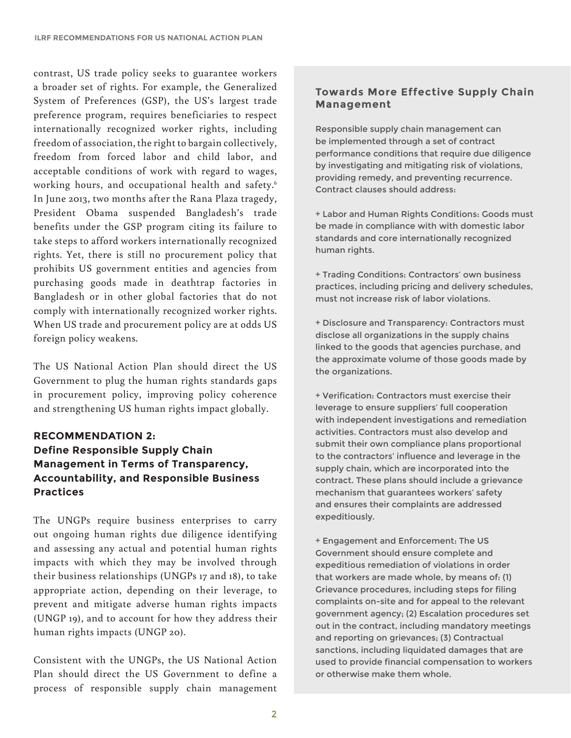contrast, US trade policy seeks to guarantee workers a broader set of rights. For example, the Generalized System of Preferences (GSP), the US's largest trade preference program, requires beneficiaries to respect internationally recognized worker rights, including freedom of association, the right to bargain collectively, freedom from forced labor and child labor, and acceptable conditions of work with regard to wages, working hours, and occupational health and safety.[6] In June 2013, two months after the Rana Plaza tragedy, President Obama suspended Bangladesh's trade benefits under the GSP program citing its failure to take steps to afford workers internationally recognized rights. Yet, there is still no procurement policy that prohibits US government entities and agencies from purchasing goods made in deathtrap factories in Bangladesh or in other global factories that do not comply with internationally recognized worker rights. When US trade and procurement policy are at odds US foreign policy weakens.

The US National Action Plan should direct the US Government to plug the human rights standards gaps in procurement policy, improving policy coherence and strengthening US human rights impact globally.

## RECOMMENDATION 2: Define Responsible Supply Chain Management in Terms of Transparency, Accountability, and Responsible Business Practices

The UNGPs require business enterprises to carry out ongoing human rights due diligence identifying and assessing any actual and potential human rights impacts with which they may be involved through their business relationships (UNGPs 17 and 18), to take appropriate action, depending on their leverage, to prevent and mitigate adverse human rights impacts (UNGP 19), and to account for how they address their human rights impacts (UNGP 20).

Consistent with the UNGPs, the US National Action Plan should direct the US Government to define a process of responsible supply chain management

### Towards More Effective Supply Chain Management

Responsible supply chain management can be implemented through a set of contract performance conditions that require due diligence by investigating and mitigating risk of violations, providing remedy, and preventing recurrence. Contract clauses should address:

+ Labor and Human Rights Conditions: Goods must be made in compliance with with domestic labor standards and core internationally recognized human rights.

+ Trading Conditions: Contractors' own business practices, including pricing and delivery schedules, must not increase risk of labor violations.

+ Disclosure and Transparency: Contractors must disclose all organizations in the supply chains linked to the goods that agencies purchase, and the approximate volume of those goods made by the organizations.

+ Verification: Contractors must exercise their leverage to ensure suppliers' full cooperation with independent investigations and remediation activities. Contractors must also develop and submit their own compliance plans proportional to the contractors' influence and leverage in the supply chain, which are incorporated into the contract. These plans should include a grievance mechanism that guarantees workers' safety and ensures their complaints are addressed expeditiously.

+ Engagement and Enforcement: The US Government should ensure complete and expeditious remediation of violations in order that workers are made whole, by means of: (1) Grievance procedures, including steps for filing complaints on-site and for appeal to the relevant government agency; (2) Escalation procedures set out in the contract, including mandatory meetings and reporting on grievances; (3) Contractual sanctions, including liquidated damages that are used to provide financial compensation to workers or otherwise make them whole.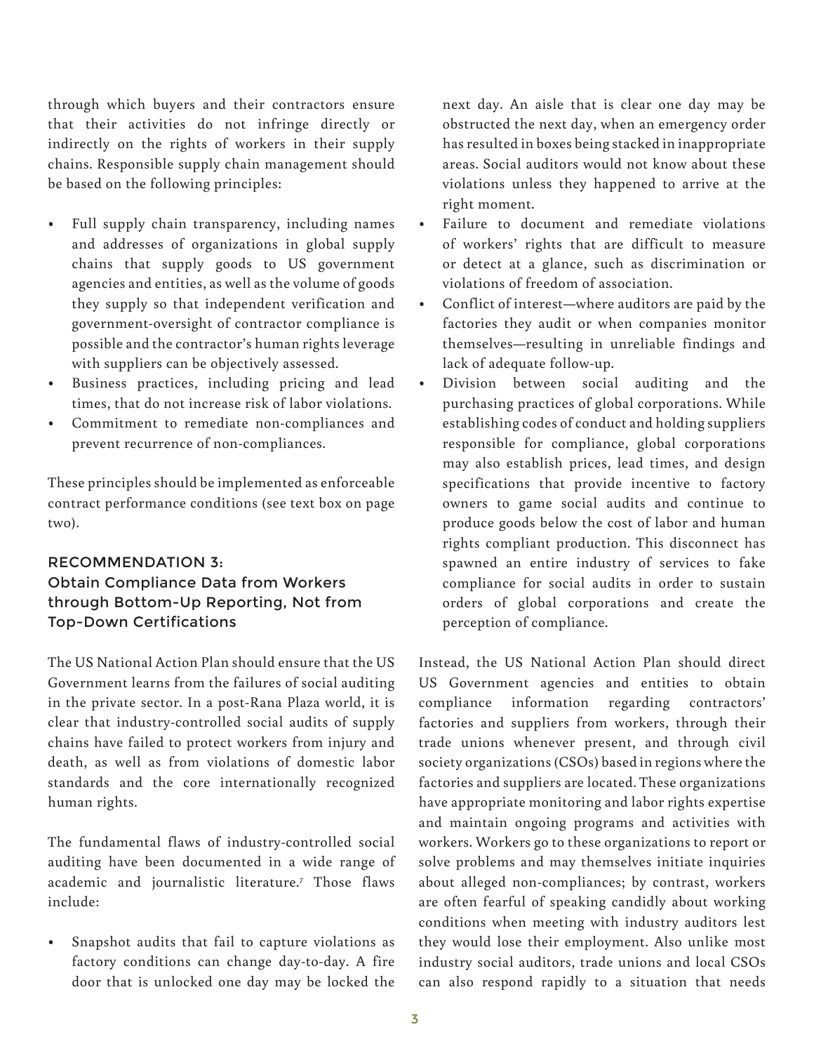through which buyers and their contractors ensure that their activities do not infringe directly or indirectly on the rights of workers in their supply chains. Responsible supply chain management should be based on the following principles:

- Full supply chain transparency, including names and addresses of organizations in global supply chains that supply goods to US government agencies and entities, as well as the volume of goods they supply so that independent verification and government-oversight of contractor compliance is possible and the contractor's human rights leverage with suppliers can be objectively assessed.
- Business practices, including pricing and lead times, that do not increase risk of labor violations.
- Commitment to remediate non-compliances and prevent recurrence of non-compliances.

These principles should be implemented as enforceable contract performance conditions (see text box on page two).

### RECOMMENDATION 3: Obtain Compliance Data from Workers through Bottom-Up Reporting, Not from Top-Down Certifications

The US National Action Plan should ensure that the US Government learns from the failures of social auditing in the private sector. In a post-Rana Plaza world, it is clear that industry-controlled social audits of supply chains have failed to protect workers from injury and death, as well as from violations of domestic labor standards and the core internationally recognized human rights.

The fundamental flaws of industry-controlled social auditing have been documented in a wide range of academic and journalistic literature.[7] Those flaws include:

- Snapshot audits that fail to capture violations as factory conditions can change day-to-day. A fire door that is unlocked one day may be locked the next day. An aisle that is clear one day may be obstructed the next day, when an emergency order has resulted in boxes being stacked in inappropriate areas. Social auditors would not know about these violations unless they happened to arrive at the right moment.
- Failure to document and remediate violations of workers' rights that are difficult to measure or detect at a glance, such as discrimination or violations of freedom of association.
- Conflict of interest—where auditors are paid by the factories they audit or when companies monitor themselves—resulting in unreliable findings and lack of adequate follow-up.
- Division between social auditing and the purchasing practices of global corporations. While establishing codes of conduct and holding suppliers responsible for compliance, global corporations may also establish prices, lead times, and design specifications that provide incentive to factory owners to game social audits and continue to produce goods below the cost of labor and human rights compliant production. This disconnect has spawned an entire industry of services to fake compliance for social audits in order to sustain orders of global corporations and create the perception of compliance.

Instead, the US National Action Plan should direct US Government agencies and entities to obtain compliance information regarding contractors' factories and suppliers from workers, through their trade unions whenever present, and through civil society organizations (CSOs) based in regions where the factories and suppliers are located. These organizations have appropriate monitoring and labor rights expertise and maintain ongoing programs and activities with workers. Workers go to these organizations to report or solve problems and may themselves initiate inquiries about alleged non-compliances; by contrast, workers are often fearful of speaking candidly about working conditions when meeting with industry auditors lest they would lose their employment. Also unlike most industry social auditors, trade unions and local CSOs can also respond rapidly to a situation that needs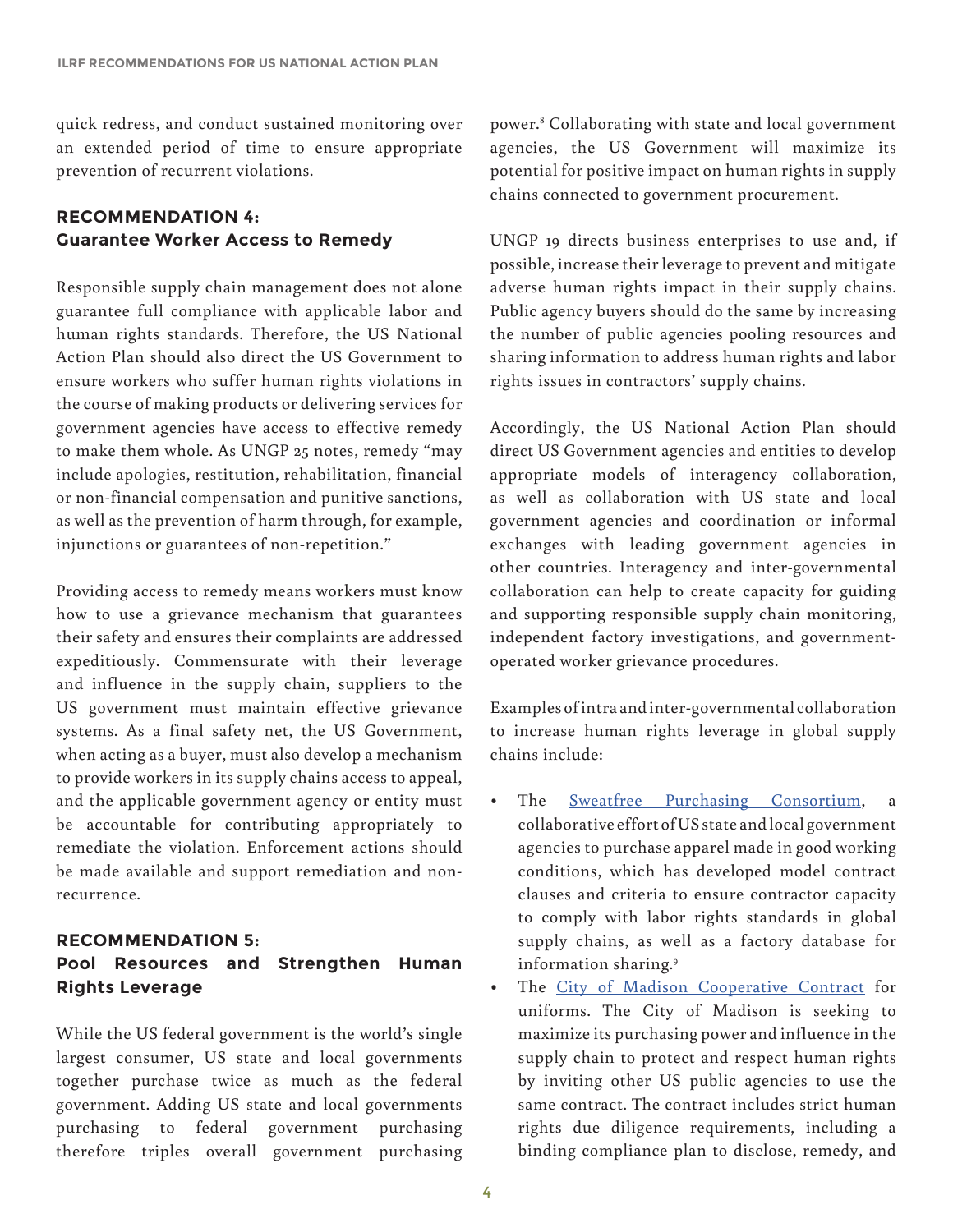quick redress, and conduct sustained monitoring over an extended period of time to ensure appropriate prevention of recurrent violations.

### RECOMMENDATION 4: Guarantee Worker Access to Remedy

Responsible supply chain management does not alone guarantee full compliance with applicable labor and human rights standards. Therefore, the US National Action Plan should also direct the US Government to ensure workers who suffer human rights violations in the course of making products or delivering services for government agencies have access to effective remedy to make them whole. As UNGP 25 notes, remedy "may include apologies, restitution, rehabilitation, financial or non-financial compensation and punitive sanctions, as well as the prevention of harm through, for example, injunctions or guarantees of non-repetition."

Providing access to remedy means workers must know how to use a grievance mechanism that guarantees their safety and ensures their complaints are addressed expeditiously. Commensurate with their leverage and influence in the supply chain, suppliers to the US government must maintain effective grievance systems. As a final safety net, the US Government, when acting as a buyer, must also develop a mechanism to provide workers in its supply chains access to appeal, and the applicable government agency or entity must be accountable for contributing appropriately to remediate the violation. Enforcement actions should be made available and support remediation and non-recurrence.

### RECOMMENDATION 5: Pool Resources and Strengthen Human Rights Leverage

While the US federal government is the world's single largest consumer, US state and local governments together purchase twice as much as the federal government. Adding US state and local governments purchasing to federal government purchasing therefore triples overall government purchasing power.[8] Collaborating with state and local government agencies, the US Government will maximize its potential for positive impact on human rights in supply chains connected to government procurement.

UNGP 19 directs business enterprises to use and, if possible, increase their leverage to prevent and mitigate adverse human rights impact in their supply chains. Public agency buyers should do the same by increasing the number of public agencies pooling resources and sharing information to address human rights and labor rights issues in contractors' supply chains.

Accordingly, the US National Action Plan should direct US Government agencies and entities to develop appropriate models of interagency collaboration, as well as collaboration with US state and local government agencies and coordination or informal exchanges with leading government agencies in other countries. Interagency and inter-governmental collaboration can help to create capacity for guiding and supporting responsible supply chain monitoring, independent factory investigations, and government-operated worker grievance procedures.

Examples of intra and inter-governmental collaboration to increase human rights leverage in global supply chains include:

- The Sweatfree Purchasing Consortium, a collaborative effort of US state and local government agencies to purchase apparel made in good working conditions, which has developed model contract clauses and criteria to ensure contractor capacity to comply with labor rights standards in global supply chains, as well as a factory database for information sharing.[9]
- The City of Madison Cooperative Contract for uniforms. The City of Madison is seeking to maximize its purchasing power and influence in the supply chain to protect and respect human rights by inviting other US public agencies to use the same contract. The contract includes strict human rights due diligence requirements, including a binding compliance plan to disclose, remedy, and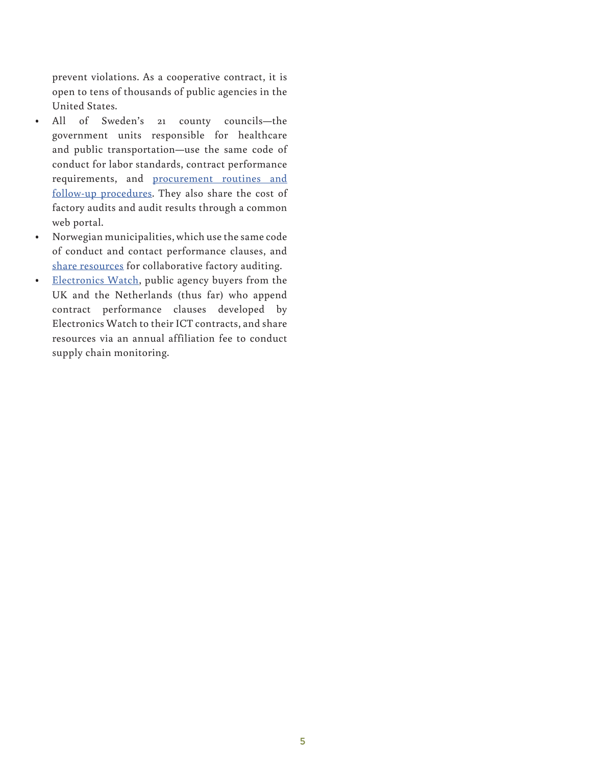prevent violations. As a cooperative contract, it is open to tens of thousands of public agencies in the United States.

- All of Sweden's 21 county councils—the government units responsible for healthcare and public transportation—use the same code of conduct for labor standards, contract performance requirements, and procurement routines and follow-up procedures. They also share the cost of factory audits and audit results through a common web portal.
- Norwegian municipalities, which use the same code of conduct and contact performance clauses, and share resources for collaborative factory auditing.
- Electronics Watch, public agency buyers from the UK and the Netherlands (thus far) who append contract performance clauses developed by Electronics Watch to their ICT contracts, and share resources via an annual affiliation fee to conduct supply chain monitoring.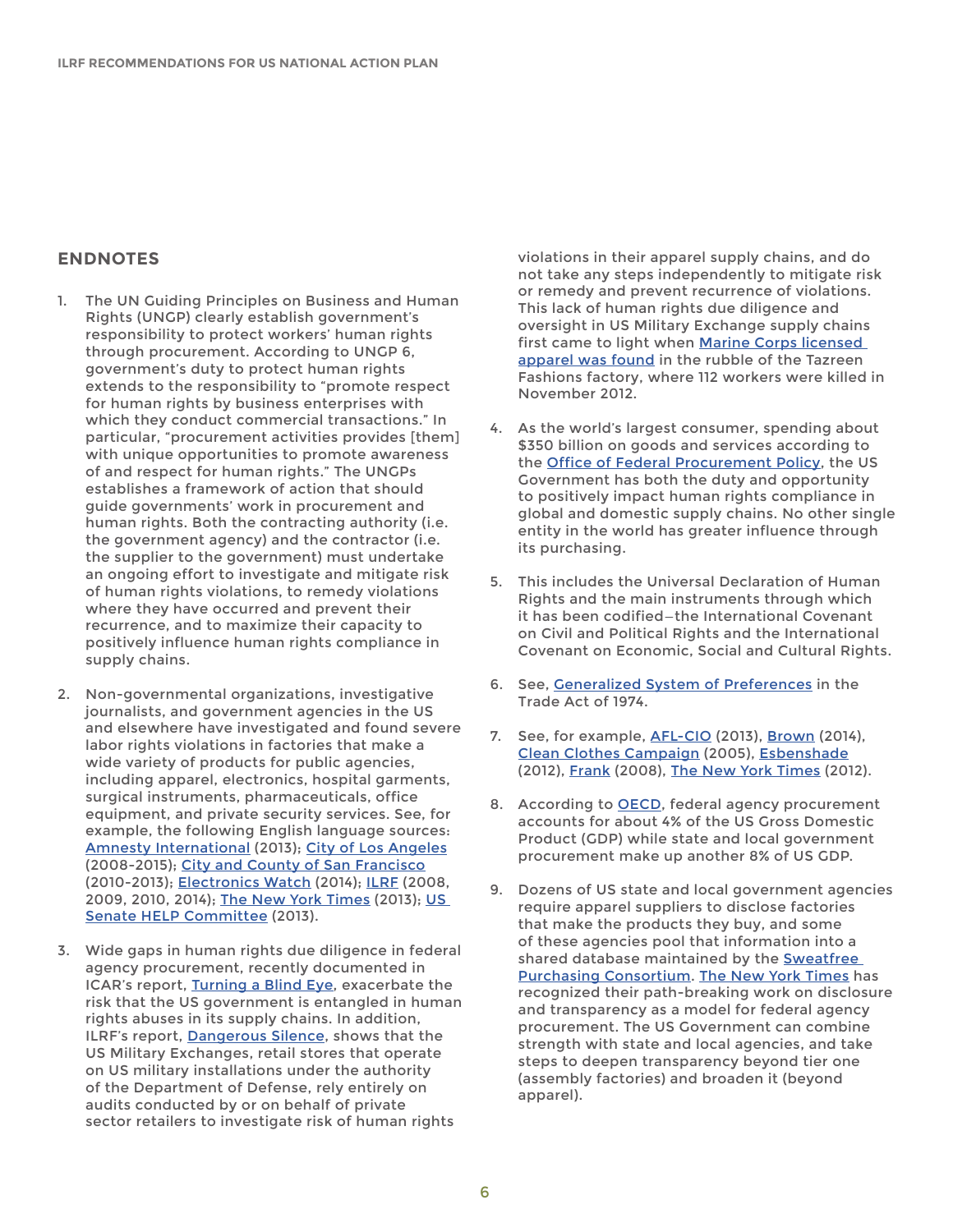## ENDNOTES

1. The UN Guiding Principles on Business and Human Rights (UNGP) clearly establish government's responsibility to protect workers' human rights through procurement. According to UNGP 6, government's duty to protect human rights extends to the responsibility to "promote respect for human rights by business enterprises with which they conduct commercial transactions." In particular, "procurement activities provides [them] with unique opportunities to promote awareness of and respect for human rights." The UNGPs establishes a framework of action that should guide governments' work in procurement and human rights. Both the contracting authority (i.e. the government agency) and the contractor (i.e. the supplier to the government) must undertake an ongoing effort to investigate and mitigate risk of human rights violations, to remedy violations where they have occurred and prevent their recurrence, and to maximize their capacity to positively influence human rights compliance in supply chains.

2. Non-governmental organizations, investigative journalists, and government agencies in the US and elsewhere have investigated and found severe labor rights violations in factories that make a wide variety of products for public agencies, including apparel, electronics, hospital garments, surgical instruments, pharmaceuticals, office equipment, and private security services. See, for example, the following English language sources: Amnesty International (2013); City of Los Angeles (2008-2015); City and County of San Francisco (2010-2013); Electronics Watch (2014); ILRF (2008, 2009, 2010, 2014); The New York Times (2013); US Senate HELP Committee (2013).

3. Wide gaps in human rights due diligence in federal agency procurement, recently documented in ICAR's report, Turning a Blind Eye, exacerbate the risk that the US government is entangled in human rights abuses in its supply chains. In addition, ILRF's report, Dangerous Silence, shows that the US Military Exchanges, retail stores that operate on US military installations under the authority of the Department of Defense, rely entirely on audits conducted by or on behalf of private sector retailers to investigate risk of human rights violations in their apparel supply chains, and do not take any steps independently to mitigate risk or remedy and prevent recurrence of violations. This lack of human rights due diligence and oversight in US Military Exchange supply chains first came to light when Marine Corps licensed apparel was found in the rubble of the Tazreen Fashions factory, where 112 workers were killed in November 2012.

4. As the world's largest consumer, spending about $350 billion on goods and services according to the Office of Federal Procurement Policy, the US Government has both the duty and opportunity to positively impact human rights compliance in global and domestic supply chains. No other single entity in the world has greater influence through its purchasing.

5. This includes the Universal Declaration of Human Rights and the main instruments through which it has been codified—the International Covenant on Civil and Political Rights and the International Covenant on Economic, Social and Cultural Rights.

6. See, Generalized System of Preferences in the Trade Act of 1974.

7. See, for example, AFL-CIO (2013), Brown (2014), Clean Clothes Campaign (2005), Esbenshade (2012), Frank (2008), The New York Times (2012).

8. According to OECD, federal agency procurement accounts for about 4% of the US Gross Domestic Product (GDP) while state and local government procurement make up another 8% of US GDP.

9. Dozens of US state and local government agencies require apparel suppliers to disclose factories that make the products they buy, and some of these agencies pool that information into a shared database maintained by the Sweatfree Purchasing Consortium. The New York Times has recognized their path-breaking work on disclosure and transparency as a model for federal agency procurement. The US Government can combine strength with state and local agencies, and take steps to deepen transparency beyond tier one (assembly factories) and broaden it (beyond apparel).